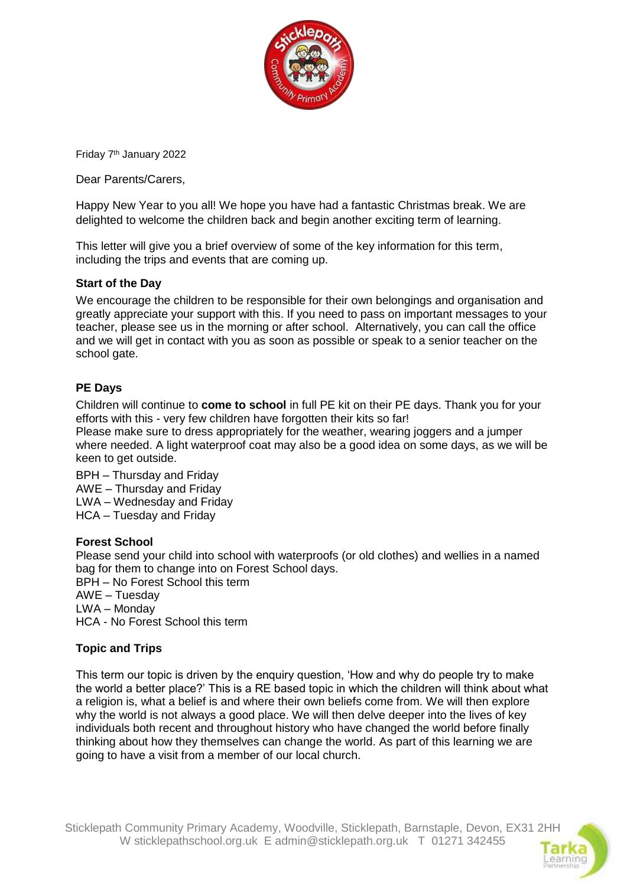Friday 7th January 2022

Dear Parents/Carers,

Happy New Year to you all! We hope you have had a fantastic Christmas break. We are delighted to welcome the children back and begin another exciting term of learning.

This letter will give you a brief overview of some of the key information for this term, including the trips and events that are coming up.

**Start of the Day**

We encourage the children to be responsible for their own belongings and organisation and greatly appreciate your support with this. If you need to pass on important messages to your teacher, please see us in the morning or after school. Alternatively, you can call the office and we will get in contact with you as soon as possible or speak to a senior teacher on the school gate.

**PE Days**

Children will continue to **come to school** in full PE kit on their PE days. Thank you for your efforts with this - very few children have forgotten their kits so far!
Please make sure to dress appropriately for the weather, wearing joggers and a jumper where needed. A light waterproof coat may also be a good idea on some days, as we will be keen to get outside.

BPH – Thursday and Friday
AWE – Thursday and Friday
LWA – Wednesday and Friday
HCA – Tuesday and Friday

**Forest School**

Please send your child into school with waterproofs (or old clothes) and wellies in a named bag for them to change into on Forest School days.
BPH – No Forest School this term
AWE – Tuesday
LWA – Monday
HCA - No Forest School this term

**Topic and Trips**

This term our topic is driven by the enquiry question, 'How and why do people try to make the world a better place?' This is a RE based topic in which the children will think about what a religion is, what a belief is and where their own beliefs come from. We will then explore why the world is not always a good place. We will then delve deeper into the lives of key individuals both recent and throughout history who have changed the world before finally thinking about how they themselves can change the world. As part of this learning we are going to have a visit from a member of our local church.

Sticklepath Community Primary Academy, Woodville, Sticklepath, Barnstaple, Devon, EX31 2HH
W sticklepathschool.org.uk E admin@sticklepath.org.uk T 01271 342455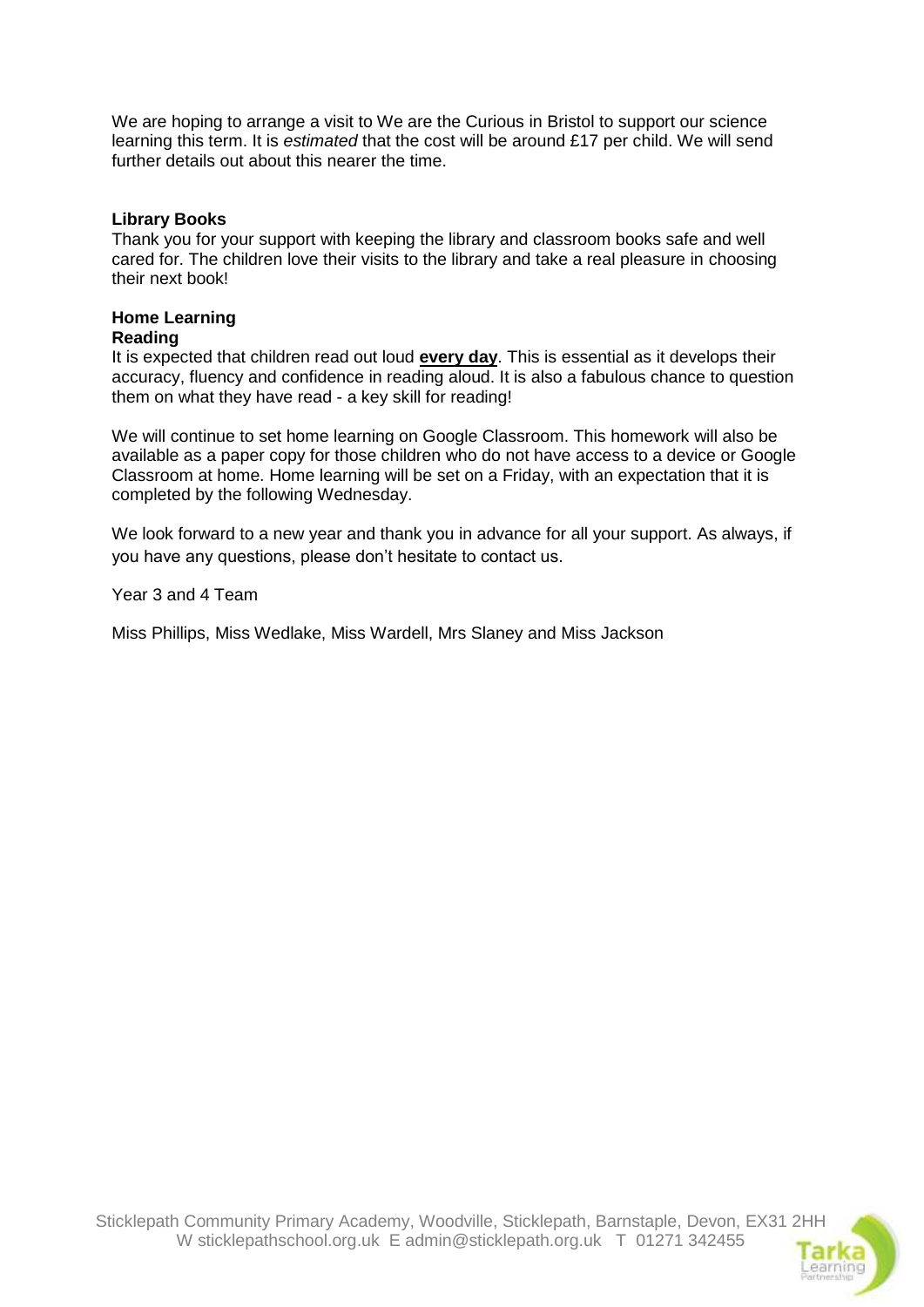We are hoping to arrange a visit to We are the Curious in Bristol to support our science learning this term. It is *estimated* that the cost will be around £17 per child. We will send further details out about this nearer the time.

**Library Books**

Thank you for your support with keeping the library and classroom books safe and well cared for. The children love their visits to the library and take a real pleasure in choosing their next book!

**Home Learning**

**Reading**

It is expected that children read out loud **every day**. This is essential as it develops their accuracy, fluency and confidence in reading aloud. It is also a fabulous chance to question them on what they have read - a key skill for reading!

We will continue to set home learning on Google Classroom. This homework will also be available as a paper copy for those children who do not have access to a device or Google Classroom at home. Home learning will be set on a Friday, with an expectation that it is completed by the following Wednesday.

We look forward to a new year and thank you in advance for all your support. As always, if you have any questions, please don't hesitate to contact us.

Year 3 and 4 Team

Miss Phillips, Miss Wedlake, Miss Wardell, Mrs Slaney and Miss Jackson